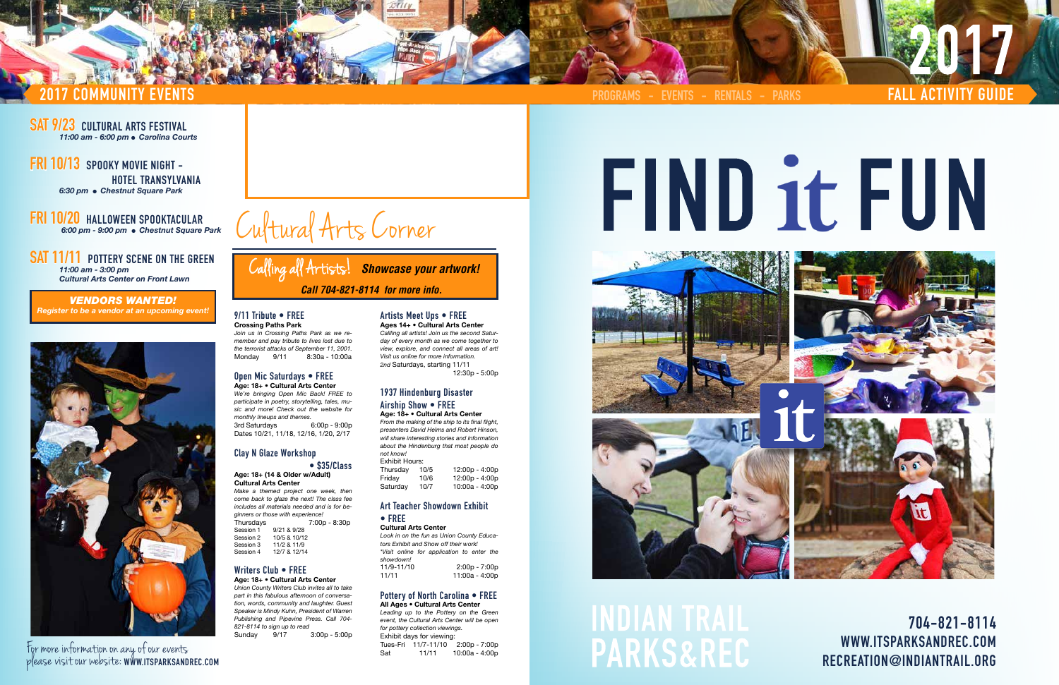# 2017 COMMUNITY EVENTS

PROGRAMS - EVENTS - RENTALS - PARKS

**2017 FALL ACTIVITY GUIDE**

**SAT 9/23 CULTURAL ARTS FESTIVAL**
*11:00 am - 6:00 pm • Carolina Courts*

**FRI 10/13 SPOOKY MOVIE NIGHT - HOTEL TRANSYLVANIA**
*6:30 pm • Chestnut Square Park*

**FRI 10/20 HALLOWEEN SPOOKTACULAR**
*6:00 pm - 9:00 pm • Chestnut Square Park*

**SAT 11/11 POTTERY SCENE ON THE GREEN**
*11:00 am - 3:00 pm*
*Cultural Arts Center on Front Lawn*

***VENDORS WANTED!***
***Register to be a vendor at an upcoming event!***

For more information on any of our events please visit our website: **WWW.ITSPARKSANDREC.COM**

## Cultural Arts Corner

**Calling all Artists! *Showcase your artwork!***
***Call 704-821-8114 for more info.***

### 9/11 Tribute • FREE
**Crossing Paths Park**
*Join us in Crossing Paths Park as we remember and pay tribute to lives lost due to the terrorist attacks of September 11, 2001.*
Monday 9/11 8:30a - 10:00a

### Open Mic Saturdays • FREE
**Age: 18+ • Cultural Arts Center**
*We're bringing Open Mic Back! FREE to participate in poetry, storytelling, tales, music and more! Check out the website for monthly lineups and themes.*
3rd Saturdays 6:00p - 9:00p
Dates 10/21, 11/18, 12/16, 1/20, 2/17

### Clay N Glaze Workshop • $35/Class
**Age: 18+ (14 & Older w/Adult)**
**Cultural Arts Center**
*Make a themed project one week, then come back to glaze the next! The class fee includes all materials needed and is for beginners or those with experience!*
Thursdays 7:00p - 8:30p

| Session | Dates |
|---|---|
| Session 1 | 9/21 & 9/28 |
| Session 2 | 10/5 & 10/12 |
| Session 3 | 11/2 & 11/9 |
| Session 4 | 12/7 & 12/14 |

### Writers Club • FREE
**Age: 18+ • Cultural Arts Center**
*Union County Writers Club invites all to take part in this fabulous afternoon of conversation, words, community and laughter. Guest Speaker is Mindy Kuhn, President of Warren Publishing and Pipevine Press. Call 704-821-8114 to sign up to read*
Sunday 9/17 3:00p - 5:00p

### Artists Meet Ups • FREE
**Ages 14+ • Cultural Arts Center**
*Callling all artists! Join us the second Saturday of every month as we come together to view, explore, and connect all areas of art! Visit us online for more information.*
2nd Saturdays, starting 11/11
12:30p - 5:00p

### 1937 Hindenburg Disaster Airship Show • FREE
**Age: 18+ • Cultural Arts Center**
*From the making of the ship to its final flight, presenters David Helms and Robert Hinson, will share interesting stories and information about the Hindenburg that most people do not know!*
Exhibit Hours:

| Day | Date | Time |
|---|---|---|
| Thursday | 10/5 | 12:00p - 4:00p |
| Friday | 10/6 | 12:00p - 4:00p |
| Saturday | 10/7 | 10:00a - 4:00p |

### Art Teacher Showdown Exhibit • FREE
**Cultural Arts Center**
*Look in on the fun as Union County Educators Exhibit and Show off their work!*
*\*Visit online for application to enter the showdown!*
11/9-11/10 2:00p - 7:00p
11/11 11:00a - 4:00p

### Pottery of North Carolina • FREE
**All Ages • Cultural Arts Center**
*Leading up to the Pottery on the Green event, the Cultural Arts Center will be open for pottery collection viewings.*
Exhibit days for viewing:
Tues-Fri 11/7-11/10 2:00p - 7:00p
Sat 11/11 10:00a - 4:00p

# FIND it FUN

**INDIAN TRAIL PARKS&REC**

**704-821-8114**
**WWW.ITSPARKSANDREC.COM**
**RECREATION@INDIANTRAIL.ORG**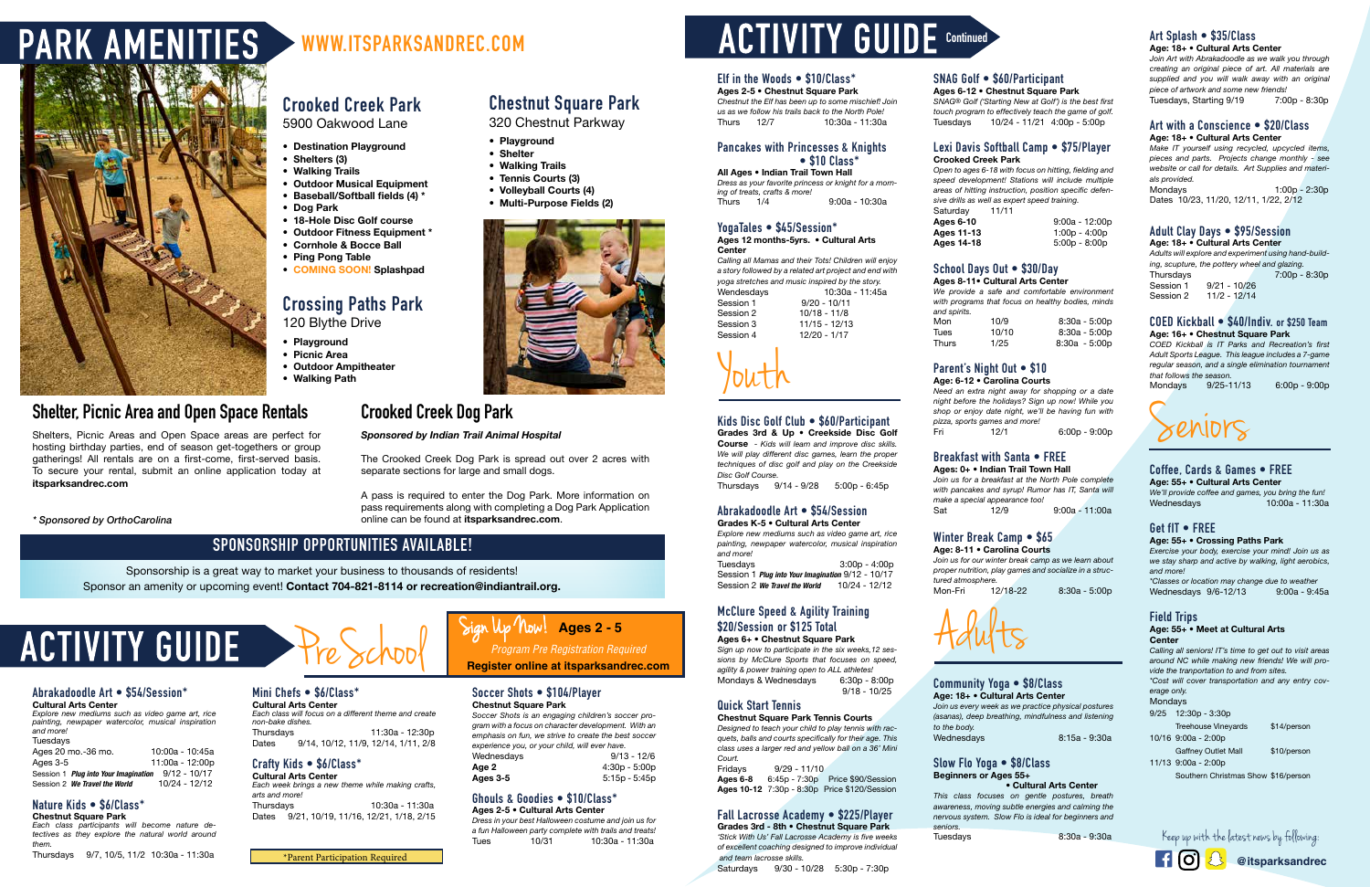# PARK AMENITIES

## WWW.ITSPARKSANDREC.COM

## Crooked Creek Park

5900 Oakwood Lane

- Destination Playground
- Shelters (3)
- Walking Trails
- Outdoor Musical Equipment
- Baseball/Softball fields (4) *
- Dog Park
- 18-Hole Disc Golf course
- Outdoor Fitness Equipment *
- Cornhole & Bocce Ball
- Ping Pong Table
- COMING SOON! Splashpad

## Crossing Paths Park

120 Blythe Drive

- Playground
- Picnic Area
- Outdoor Ampitheater
- Walking Path

## Chestnut Square Park

320 Chestnut Parkway

- Playground
- Shelter
- Walking Trails
- Tennis Courts (3)
- Volleyball Courts (4)
- Multi-Purpose Fields (2)

## Shelter, Picnic Area and Open Space Rentals

Shelters, Picnic Areas and Open Space areas are perfect for hosting birthday parties, end of season get-togethers or group gatherings! All rentals are on a first-come, first-served basis. To secure your rental, submit an online application today at **itsparksandrec.com**

*\* Sponsored by OrthoCarolina*

## Crooked Creek Dog Park

***Sponsored by Indian Trail Animal Hospital***

The Crooked Creek Dog Park is spread out over 2 acres with separate sections for large and small dogs.

A pass is required to enter the Dog Park. More information on pass requirements along with completing a Dog Park Application online can be found at **itsparksandrec.com**.

## SPONSORSHIP OPPORTUNITIES AVAILABLE!

Sponsorship is a great way to market your business to thousands of residents!
Sponsor an amenity or upcoming event! **Contact 704-821-8114 or recreation@indiantrail.org.**

# ACTIVITY GUIDE

## PreSchool

**Sign Up Now! Ages 2 - 5**

*Program Pre Registration Required*

**Register online at itsparksandrec.com**

### Abrakadoodle Art • $54/Session*

**Cultural Arts Center**

*Explore new mediums such as video game art, rice painting, newpaper watercolor, musical inspiration and more!*

Tuesdays
Ages 20 mo.-36 mo. 10:00a - 10:45a
Ages 3-5 11:00a - 12:00p
Session 1 ***Plug into Your Imagination*** 9/12 - 10/17
Session 2 ***We Travel the World*** 10/24 - 12/12

### Nature Kids • $6/Class*

**Chestnut Square Park**

*Each class participants will become nature detectives as they explore the natural world around them.*

Thursdays 9/7, 10/5, 11/2 10:30a - 11:30a

### Mini Chefs • $6/Class*

**Cultural Arts Center**

*Each class will focus on a different theme and create non-bake dishes.*

Thursdays 11:30a - 12:30p
Dates 9/14, 10/12, 11/9, 12/14, 1/11, 2/8

### Crafty Kids • $6/Class*

**Cultural Arts Center**

*Each week brings a new theme while making crafts, arts and more!*

Thursdays 10:30a - 11:30a
Dates 9/21, 10/19, 11/16, 12/21, 1/18, 2/15

*Parent Participation Required

### Soccer Shots • $104/Player

**Chestnut Square Park**

*Soccer Shots is an engaging children's soccer program with a focus on character development. With an emphasis on fun, we strive to create the best soccer experience you, or your child, will ever have.*

Wednesdays 9/13 - 12/6
**Age 2** 4:30p - 5:00p
**Ages 3-5** 5:15p - 5:45p

### Ghouls & Goodies • $10/Class*

**Ages 2-5 • Cultural Arts Center**

*Dress in your best Halloween costume and join us for a fun Halloween party complete with trails and treats!*

Tues 10/31 10:30a - 11:30a

# ACTIVITY GUIDE Continued

### Elf in the Woods • $10/Class*

**Ages 2-5 • Chestnut Square Park**

*Chestnut the Elf has been up to some mischief! Join us as we follow his trails back to the North Pole!*

Thurs 12/7 10:30a - 11:30a

### Pancakes with Princesses & Knights • $10 Class*

**All Ages • Indian Trail Town Hall**

*Dress as your favorite princess or knight for a morning of treats, crafts & more!*

Thurs 1/4 9:00a - 10:30a

### YogaTales • $45/Session*

**Ages 12 months-5yrs. • Cultural Arts Center**

*Calling all Mamas and their Tots! Children will enjoy a story followed by a related art project and end with yoga stretches and music inspired by the story.*

Wednesdays 10:30a - 11:45a
Session 1 9/20 - 10/11
Session 2 10/18 - 11/8
Session 3 11/15 - 12/13
Session 4 12/20 - 1/17

## Youth

### Kids Disc Golf Club • $60/Participant

**Grades 3rd & Up • Creekside Disc Golf Course** *- Kids will learn and improve disc skills. We will play different disc games, learn the proper techniques of disc golf and play on the Creekside Disc Golf Course.*

Thursdays 9/14 - 9/28 5:00p - 6:45p

### Abrakadoodle Art • $54/Session

**Grades K-5 • Cultural Arts Center**

*Explore new mediums such as video game art, rice painting, newpaper watercolor, musical inspiration and more!*

Tuesdays 3:00p - 4:00p
Session 1 ***Plug into Your Imagination*** 9/12 - 10/17
Session 2 ***We Travel the World*** 10/24 - 12/12

### McClure Speed & Agility Training $20/Session or $125 Total

**Ages 6+ • Chestnut Square Park**

*Sign up now to participate in the six weeks,12 sessions by McClure Sports that focuses on speed, agility & power training open to ALL athletes!*

Mondays & Wednesdays 6:30p - 8:00p
9/18 - 10/25

### Quick Start Tennis

**Chestnut Square Park Tennis Courts**

*Designed to teach your child to play tennis with racquets, balls and courts specifically for their age. This class uses a larger red and yellow ball on a 36' Mini Court.*

Fridays 9/29 - 11/10
**Ages 6-8** 6:45p - 7:30p Price $90/Session
**Ages 10-12** 7:30p - 8:30p Price $120/Session

### Fall Lacrosse Academy • $225/Player

**Grades 3rd - 8th • Chestnut Square Park**

*'Stick With Us' Fall Lacrosse Academy is five weeks of excellent coaching designed to improve individual and team lacrosse skills.*

Saturdays 9/30 - 10/28 5:30p - 7:30p

### SNAG Golf • $60/Participant

**Ages 6-12 • Chestnut Square Park**

*SNAG® Golf ('Starting New at Golf') is the best first touch program to effectively teach the game of golf.*

Tuesdays 10/24 - 11/21 4:00p - 5:00p

### Lexi Davis Softball Camp • $75/Player

**Crooked Creek Park**

*Open to ages 6-18 with focus on hitting, fielding and speed development! Stations will include multiple areas of hitting instruction, position specific defensive drills as well as expert speed training.*

Saturday 11/11
**Ages 6-10** 9:00a - 12:00p
**Ages 11-13** 1:00p - 4:00p
**Ages 14-18** 5:00p - 8:00p

### School Days Out • $30/Day

**Ages 8-11• Cultural Arts Center**

*We provide a safe and comfortable environment with programs that focus on healthy bodies, minds and spirits.*

Mon 10/9 8:30a - 5:00p
Tues 10/10 8:30a - 5:00p
Thurs 1/25 8:30a - 5:00p

### Parent's Night Out • $10

**Age: 6-12 • Carolina Courts**

*Need an extra night away for shopping or a date night before the holidays? Sign up now! While you shop or enjoy date night, we'll be having fun with pizza, sports games and more!*

Fri 12/1 6:00p - 9:00p

### Breakfast with Santa • FREE

**Ages: 0+ • Indian Trail Town Hall**

*Join us for a breakfast at the North Pole complete with pancakes and syrup! Rumor has IT, Santa will make a special appearance too!*

Sat 12/9 9:00a - 11:00a

### Winter Break Camp • $65

**Age: 8-11 • Carolina Courts**

*Join us for our winter break camp as we learn about proper nutrition, play games and socialize in a structured atmosphere.*

Mon-Fri 12/18-22 8:30a - 5:00p

## Adults

### Community Yoga • $8/Class

**Age: 18+ • Cultural Arts Center**

*Join us every week as we practice physical postures (asanas), deep breathing, mindfulness and listening to the body.*

Wednesdays 8:15a - 9:30a

### Slow Flo Yoga • $8/Class

**Beginners or Ages 55+ • Cultural Arts Center**

*This class focuses on gentle postures, breath awareness, moving subtle energies and calming the nervous system. Slow Flo is ideal for beginners and seniors.*

Tuesdays 8:30a - 9:30a

### Art Splash • $35/Class

**Age: 18+ • Cultural Arts Center**

*Join Art with Abrakadoodle as we walk you through creating an original piece of art. All materials are supplied and you will walk away with an original piece of artwork and some new friends!*

Tuesdays, Starting 9/19 7:00p - 8:30p

### Art with a Conscience • $20/Class

**Age: 18+ • Cultural Arts Center**

*Make IT yourself using recycled, upcycled items, pieces and parts. Projects change monthly - see website or call for details. Art Supplies and materials provided.*

Mondays 1:00p - 2:30p
Dates 10/23, 11/20, 12/11, 1/22, 2/12

### Adult Clay Days • $95/Session

**Age: 18+ • Cultural Arts Center**

*Adults will explore and experiment using hand-building, scupture, the pottery wheel and glazing.*

Thursdays 7:00p - 8:30p
Session 1 9/21 - 10/26
Session 2 11/2 - 12/14

### COED Kickball • $40/Indiv. or $250 Team

**Age: 16+ • Chestnut Square Park**

*COED Kickball is IT Parks and Recreation's first Adult Sports League. This league includes a 7-game regular season, and a single elimination tournament that follows the season.*

Mondays 9/25-11/13 6:00p - 9:00p

## Seniors

### Coffee, Cards & Games • FREE

**Age: 55+ • Cultural Arts Center**

*We'll provide coffee and games, you bring the fun!*

Wednesdays 10:00a - 11:30a

### Get fIT • FREE

**Age: 55+ • Crossing Paths Park**

*Exercise your body, exercise your mind! Join us as we stay sharp and active by walking, light aerobics, and more!*

*\*Classes or location may change due to weather*

Wednesdays 9/6-12/13 9:00a - 9:45a

### Field Trips

**Age: 55+ • Meet at Cultural Arts Center**

*Calling all seniors! IT's time to get out to visit areas around NC while making new friends! We will provide the tranportation to and from sites.*

*\*Cost will cover transportation and any entry coverage only.*

Mondays
9/25 12:30p - 3:30p
Treehouse Vineyards $14/person
10/16 9:00a - 2:00p
Gaffney Outlet Mall $10/person
11/13 9:00a - 2:00p
Southern Christmas Show $16/person

Keep up with the latest news by following:

**@itsparksandrec**